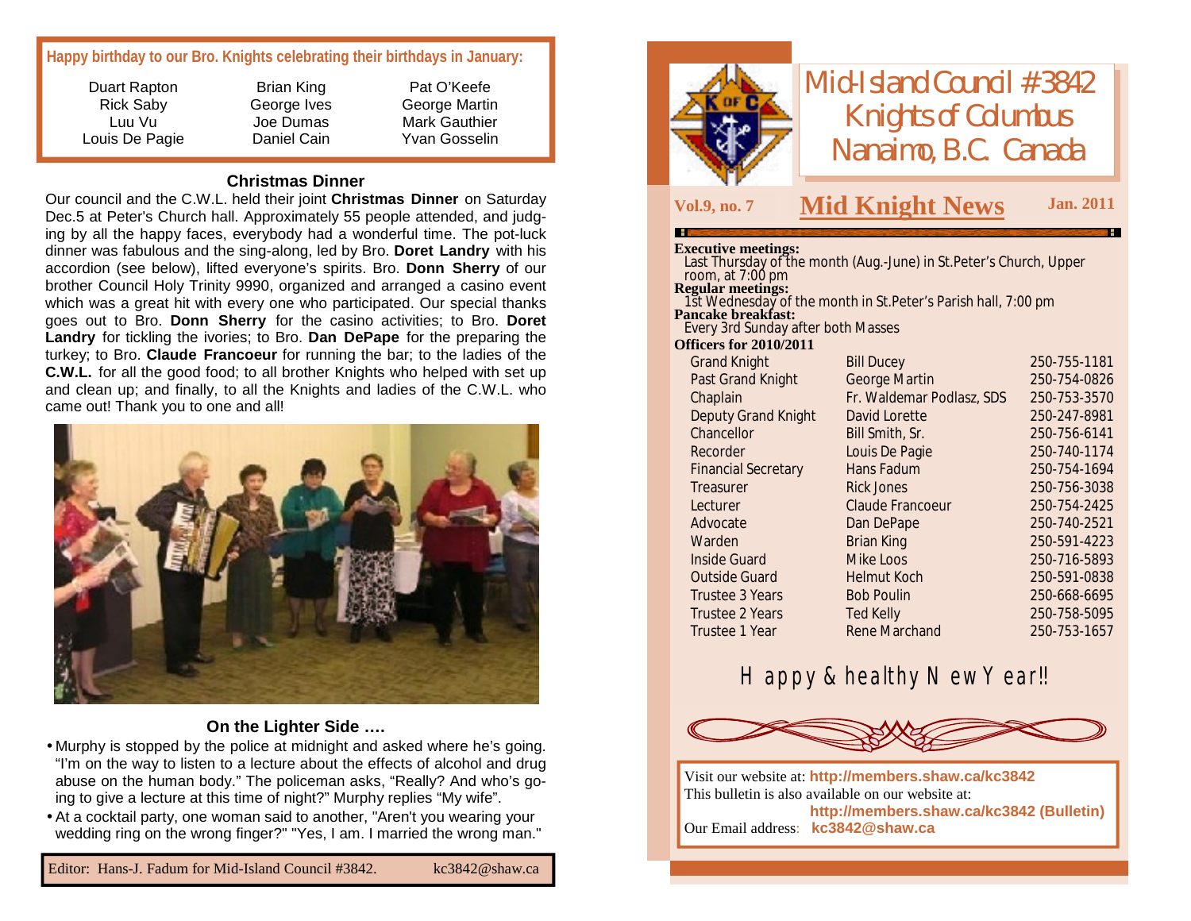**Happy birthday to our Bro. Knights celebrating their birthdays in January:**

| | | |
|---|---|---|
| Duart Rapton | Brian King | Pat O'Keefe |
| Rick Saby | George Ives | George Martin |
| Luu Vu | Joe Dumas | Mark Gauthier |
| Louis De Pagie | Daniel Cain | Yvan Gosselin |

### Christmas Dinner

Our council and the C.W.L. held their joint **Christmas Dinner** on Saturday Dec.5 at Peter's Church hall. Approximately 55 people attended, and judging by all the happy faces, everybody had a wonderful time. The pot-luck dinner was fabulous and the sing-along, led by Bro. **Doret Landry** with his accordion (see below), lifted everyone's spirits. Bro. **Donn Sherry** of our brother Council Holy Trinity 9990, organized and arranged a casino event which was a great hit with every one who participated. Our special thanks goes out to Bro. **Donn Sherry** for the casino activities; to Bro. **Doret Landry** for tickling the ivories; to Bro. **Dan DePape** for the preparing the turkey; to Bro. **Claude Francoeur** for running the bar; to the ladies of the **C.W.L.** for all the good food; to all brother Knights who helped with set up and clean up; and finally, to all the Knights and ladies of the C.W.L. who came out! Thank you to one and all!

### On the Lighter Side ….

- Murphy is stopped by the police at midnight and asked where he's going. "I'm on the way to listen to a lecture about the effects of alcohol and drug abuse on the human body." The policeman asks, "Really? And who's going to give a lecture at this time of night?" Murphy replies "My wife".
- At a cocktail party, one woman said to another, "Aren't you wearing your wedding ring on the wrong finger?" "Yes, I am. I married the wrong man."

Editor: Hans-J. Fadum for Mid-Island Council #3842. kc3842@shaw.ca

# Mid-Island Council #3842 Knights of Columbus Nanaimo, B.C. Canada

**Vol.9, no. 7** — **Mid Knight News** — **Jan. 2011**

**Executive meetings:**
Last Thursday of the month (Aug.-June) in St.Peter's Church, Upper room, at 7:00 pm

**Regular meetings:**
1st Wednesday of the month in St.Peter's Parish hall, 7:00 pm

**Pancake breakfast:**
Every 3rd Sunday after both Masses

**Officers for 2010/2011**

| | | |
|---|---|---|
| Grand Knight | Bill Ducey | 250-755-1181 |
| Past Grand Knight | George Martin | 250-754-0826 |
| Chaplain | Fr. Waldemar Podlasz, SDS | 250-753-3570 |
| Deputy Grand Knight | David Lorette | 250-247-8981 |
| Chancellor | Bill Smith, Sr. | 250-756-6141 |
| Recorder | Louis De Pagie | 250-740-1174 |
| Financial Secretary | Hans Fadum | 250-754-1694 |
| Treasurer | Rick Jones | 250-756-3038 |
| Lecturer | Claude Francoeur | 250-754-2425 |
| Advocate | Dan DePape | 250-740-2521 |
| Warden | Brian King | 250-591-4223 |
| Inside Guard | Mike Loos | 250-716-5893 |
| Outside Guard | Helmut Koch | 250-591-0838 |
| Trustee 3 Years | Bob Poulin | 250-668-6695 |
| Trustee 2 Years | Ted Kelly | 250-758-5095 |
| Trustee 1 Year | Rene Marchand | 250-753-1657 |

## Happy & healthy New Year!!

Visit our website at: **http://members.shaw.ca/kc3842**
This bulletin is also available on our website at: **http://members.shaw.ca/kc3842 (Bulletin)**
Our Email address: **kc3842@shaw.ca**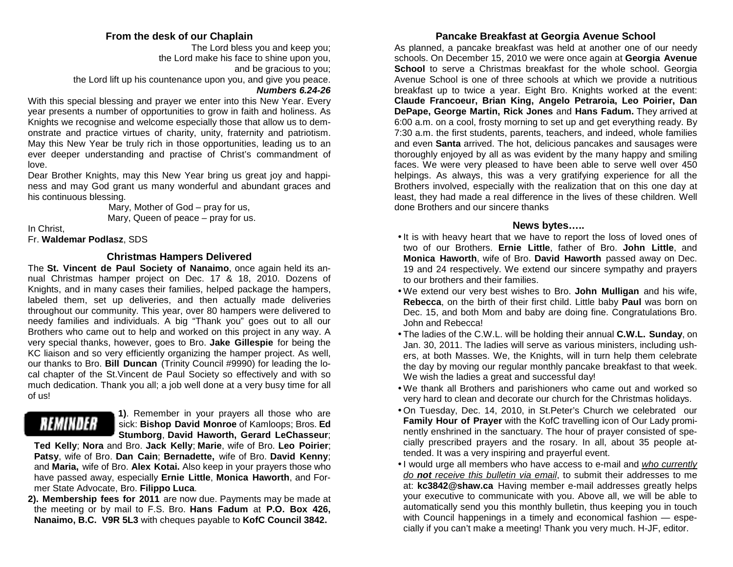## From the desk of our Chaplain

The Lord bless you and keep you;
the Lord make his face to shine upon you,
and be gracious to you;
the Lord lift up his countenance upon you, and give you peace.
***Numbers 6.24-26***

With this special blessing and prayer we enter into this New Year. Every year presents a number of opportunities to grow in faith and holiness. As Knights we recognise and welcome especially those that allow us to demonstrate and practice virtues of charity, unity, fraternity and patriotism. May this New Year be truly rich in those opportunities, leading us to an ever deeper understanding and practise of Christ's commandment of love.

Dear Brother Knights, may this New Year bring us great joy and happiness and may God grant us many wonderful and abundant graces and his continuous blessing.

Mary, Mother of God – pray for us,
Mary, Queen of peace – pray for us.

In Christ,
Fr. **Waldemar Podlasz**, SDS

## Christmas Hampers Delivered

The **St. Vincent de Paul Society of Nanaimo**, once again held its annual Christmas hamper project on Dec. 17 & 18, 2010. Dozens of Knights, and in many cases their families, helped package the hampers, labeled them, set up deliveries, and then actually made deliveries throughout our community. This year, over 80 hampers were delivered to needy families and individuals. A big "Thank you" goes out to all our Brothers who came out to help and worked on this project in any way. A very special thanks, however, goes to Bro. **Jake Gillespie** for being the KC liaison and so very efficiently organizing the hamper project. As well, our thanks to Bro. **Bill Duncan** (Trinity Council #9990) for leading the local chapter of the St.Vincent de Paul Society so effectively and with so much dedication. Thank you all; a job well done at a very busy time for all of us!

**REMINDER**

**1)**. Remember in your prayers all those who are sick: **Bishop David Monroe** of Kamloops; Bros. **Ed Stumborg**, **David Haworth, Gerard LeChasseur**; **Ted Kelly**; **Nora** and Bro. **Jack Kelly**; **Marie**, wife of Bro. **Leo Poirier**; **Patsy**, wife of Bro. **Dan Cain**; **Bernadette,** wife of Bro. **David Kenny**; and **Maria,** wife of Bro. **Alex Kotai.** Also keep in your prayers those who have passed away, especially **Ernie Little**, **Monica Haworth**, and Former State Advocate, Bro. **Filippo Luca**.

**2). Membership fees for 2011** are now due. Payments may be made at the meeting or by mail to F.S. Bro. **Hans Fadum** at **P.O. Box 426, Nanaimo, B.C. V9R 5L3** with cheques payable to **KofC Council 3842.**

## Pancake Breakfast at Georgia Avenue School

As planned, a pancake breakfast was held at another one of our needy schools. On December 15, 2010 we were once again at **Georgia Avenue School** to serve a Christmas breakfast for the whole school. Georgia Avenue School is one of three schools at which we provide a nutritious breakfast up to twice a year. Eight Bro. Knights worked at the event: **Claude Francoeur, Brian King, Angelo Petraroia, Leo Poirier, Dan DePape, George Martin, Rick Jones** and **Hans Fadum.** They arrived at 6:00 a.m. on a cool, frosty morning to set up and get everything ready. By 7:30 a.m. the first students, parents, teachers, and indeed, whole families and even **Santa** arrived. The hot, delicious pancakes and sausages were thoroughly enjoyed by all as was evident by the many happy and smiling faces. We were very pleased to have been able to serve well over 450 helpings. As always, this was a very gratifying experience for all the Brothers involved, especially with the realization that on this one day at least, they had made a real difference in the lives of these children. Well done Brothers and our sincere thanks

## News bytes…..

- It is with heavy heart that we have to report the loss of loved ones of two of our Brothers. **Ernie Little**, father of Bro. **John Little**, and **Monica Haworth**, wife of Bro. **David Haworth** passed away on Dec. 19 and 24 respectively. We extend our sincere sympathy and prayers to our brothers and their families.
- We extend our very best wishes to Bro. **John Mulligan** and his wife, **Rebecca**, on the birth of their first child. Little baby **Paul** was born on Dec. 15, and both Mom and baby are doing fine. Congratulations Bro. John and Rebecca!
- The ladies of the C.W.L. will be holding their annual **C.W.L. Sunday**, on Jan. 30, 2011. The ladies will serve as various ministers, including ushers, at both Masses. We, the Knights, will in turn help them celebrate the day by moving our regular monthly pancake breakfast to that week. We wish the ladies a great and successful day!
- We thank all Brothers and parishioners who came out and worked so very hard to clean and decorate our church for the Christmas holidays.
- On Tuesday, Dec. 14, 2010, in St.Peter's Church we celebrated our **Family Hour of Prayer** with the KofC travelling icon of Our Lady prominently enshrined in the sanctuary. The hour of prayer consisted of specially prescribed prayers and the rosary. In all, about 35 people attended. It was a very inspiring and prayerful event.
- I would urge all members who have access to e-mail and *who currently do **not** receive this bulletin via email*, to submit their addresses to me at: **kc3842@shaw.ca** Having member e-mail addresses greatly helps your executive to communicate with you. Above all, we will be able to automatically send you this monthly bulletin, thus keeping you in touch with Council happenings in a timely and economical fashion — especially if you can't make a meeting! Thank you very much. H-JF, editor.